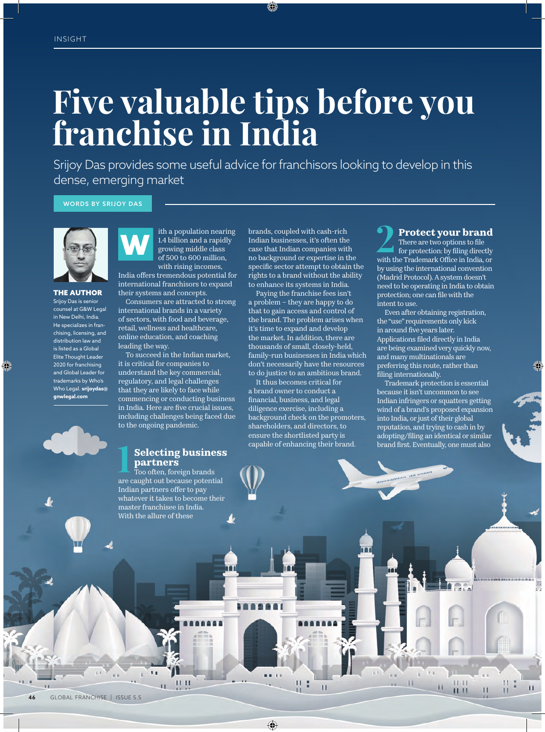INSIGHT

# Five valuable tips before you franchise in India

Srijoy Das provides some useful advice for franchisors looking to develop in this dense, emerging market

WORDS BY SRIJOY DAS

**THE AUTHOR**
Srijoy Das is senior counsel at G&W Legal in New Delhi, India. He specializes in franchising, licensing, and distribution law and is listed as a Global Elite Thought Leader 2020 for franchising and Global Leader for trademarks by Who's Who Legal. **srijoydas@gnwlegal.com**

With a population nearing 1.4 billion and a rapidly growing middle class of 500 to 600 million, with rising incomes, India offers tremendous potential for international franchisors to expand their systems and concepts.

Consumers are attracted to strong international brands in a variety of sectors, with food and beverage, retail, wellness and healthcare, online education, and coaching leading the way.

To succeed in the Indian market, it is critical for companies to understand the key commercial, regulatory, and legal challenges that they are likely to face while commencing or conducting business in India. Here are five crucial issues, including challenges being faced due to the ongoing pandemic.

## 1 Selecting business partners

Too often, foreign brands are caught out because potential Indian partners offer to pay whatever it takes to become their master franchisee in India. With the allure of these brands, coupled with cash-rich Indian businesses, it's often the case that Indian companies with no background or expertise in the specific sector attempt to obtain the rights to a brand without the ability to enhance its systems in India.

Paying the franchise fees isn't a problem – they are happy to do that to gain access and control of the brand. The problem arises when it's time to expand and develop the market. In addition, there are thousands of small, closely-held, family-run businesses in India which don't necessarily have the resources to do justice to an ambitious brand.

It thus becomes critical for a brand owner to conduct a financial, business, and legal diligence exercise, including a background check on the promoters, shareholders, and directors, to ensure the shortlisted party is capable of enhancing their brand.

## 2 Protect your brand

There are two options to file for protection: by filing directly with the Trademark Office in India, or by using the international convention (Madrid Protocol). A system doesn't need to be operating in India to obtain protection; one can file with the intent to use.

Even after obtaining registration, the "use" requirements only kick in around five years later. Applications filed directly in India are being examined very quickly now, and many multinationals are preferring this route, rather than filing internationally.

Trademark protection is essential because it isn't uncommon to see Indian infringers or squatters getting wind of a brand's proposed expansion into India, or just of their global reputation, and trying to cash in by adopting/filing an identical or similar brand first. Eventually, one must also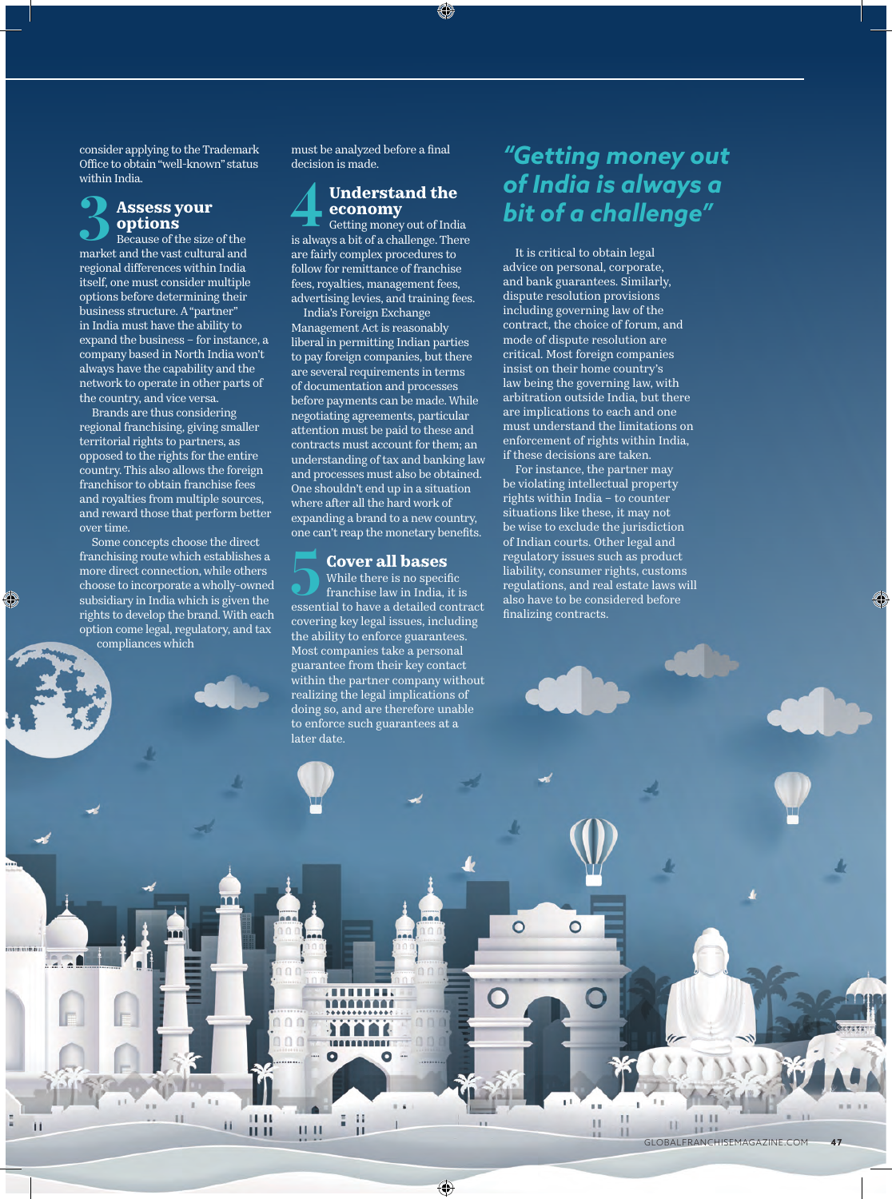consider applying to the Trademark Office to obtain "well-known" status within India.

## 3 Assess your options

Because of the size of the market and the vast cultural and regional differences within India itself, one must consider multiple options before determining their business structure. A "partner" in India must have the ability to expand the business – for instance, a company based in North India won't always have the capability and the network to operate in other parts of the country, and vice versa.

Brands are thus considering regional franchising, giving smaller territorial rights to partners, as opposed to the rights for the entire country. This also allows the foreign franchisor to obtain franchise fees and royalties from multiple sources, and reward those that perform better over time.

Some concepts choose the direct franchising route which establishes a more direct connection, while others choose to incorporate a wholly-owned subsidiary in India which is given the rights to develop the brand. With each option come legal, regulatory, and tax compliances which must be analyzed before a final decision is made.

## 4 Understand the economy

Getting money out of India is always a bit of a challenge. There are fairly complex procedures to follow for remittance of franchise fees, royalties, management fees, advertising levies, and training fees.

India's Foreign Exchange Management Act is reasonably liberal in permitting Indian parties to pay foreign companies, but there are several requirements in terms of documentation and processes before payments can be made. While negotiating agreements, particular attention must be paid to these and contracts must account for them; an understanding of tax and banking law and processes must also be obtained. One shouldn't end up in a situation where after all the hard work of expanding a brand to a new country, one can't reap the monetary benefits.

## 5 Cover all bases

While there is no specific franchise law in India, it is essential to have a detailed contract covering key legal issues, including the ability to enforce guarantees. Most companies take a personal guarantee from their key contact within the partner company without realizing the legal implications of doing so, and are therefore unable to enforce such guarantees at a later date.

> *"Getting money out of India is always a bit of a challenge"*

It is critical to obtain legal advice on personal, corporate, and bank guarantees. Similarly, dispute resolution provisions including governing law of the contract, the choice of forum, and mode of dispute resolution are critical. Most foreign companies insist on their home country's law being the governing law, with arbitration outside India, but there are implications to each and one must understand the limitations on enforcement of rights within India, if these decisions are taken.

For instance, the partner may be violating intellectual property rights within India – to counter situations like these, it may not be wise to exclude the jurisdiction of Indian courts. Other legal and regulatory issues such as product liability, consumer rights, customs regulations, and real estate laws will also have to be considered before finalizing contracts.